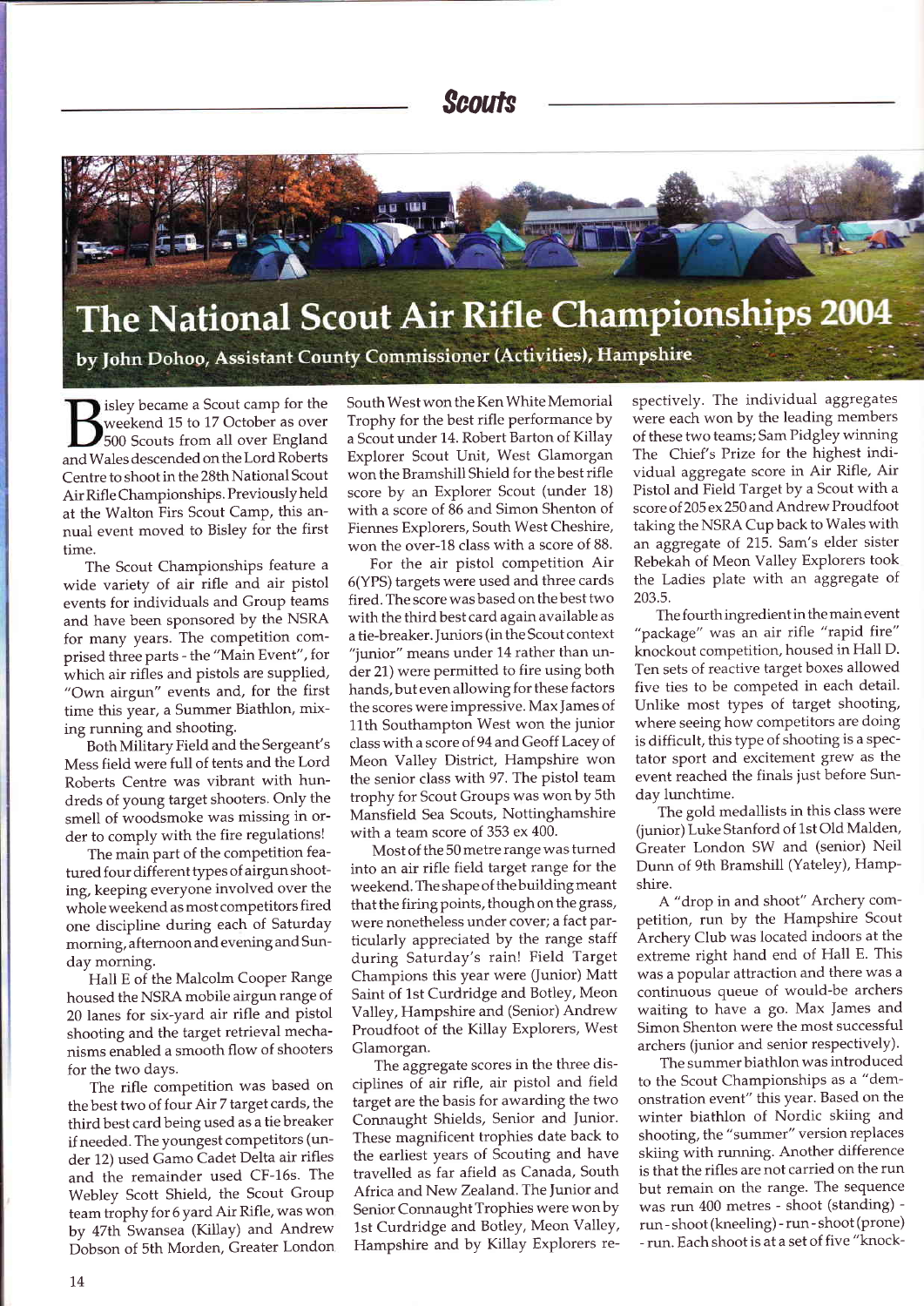# The National Scout Air Rifle Championships 2004

**by John Dohoo, Assistant County Commissioner (Activities), Hampshire**

Bisley became a Scout camp for the weekend 15 to 17 October as over 500 Scouts from all over England and Wales descended on the Lord Roberts Centre to shoot in the 28th National Scout Air Rifle Championships. Previously held at the Walton Firs Scout Camp, this annual event moved to Bisley for the first time.

The Scout Championships feature a wide variety of air rifle and air pistol events for individuals and Group teams and have been sponsored by the NSRA for many years. The competition comprised three parts - the "Main Event", for which air rifles and pistols are supplied, "Own airgun" events and, for the first time this year, a Summer Biathlon, mixing running and shooting.

Both Military Field and the Sergeant's Mess field were full of tents and the Lord Roberts Centre was vibrant with hundreds of young target shooters. Only the smell of woodsmoke was missing in order to comply with the fire regulations!

The main part of the competition featured four different types of airgun shooting, keeping everyone involved over the whole weekend as most competitors fired one discipline during each of Saturday morning, afternoon and evening and Sunday morning.

Hall E of the Malcolm Cooper Range housed the NSRA mobile airgun range of 20 lanes for six-yard air rifle and pistol shooting and the target retrieval mechanisms enabled a smooth flow of shooters for the two days.

The rifle competition was based on the best two of four Air 7 target cards, the third best card being used as a tie breaker if needed. The youngest competitors (under 12) used Gamo Cadet Delta air rifles and the remainder used CF-16s. The Webley Scott Shield, the Scout Group team trophy for 6 yard Air Rifle, was won by 47th Swansea (Killay) and Andrew Dobson of 5th Morden, Greater London South West won the Ken White Memorial Trophy for the best rifle performance by a Scout under 14. Robert Barton of Killay Explorer Scout Unit, West Glamorgan won the Bramshill Shield for the best rifle score by an Explorer Scout (under 18) with a score of 86 and Simon Shenton of Fiennes Explorers, South West Cheshire, won the over-18 class with a score of 88.

For the air pistol competition Air 6(YPS) targets were used and three cards fired. The score was based on the best two with the third best card again available as a tie-breaker. Juniors (in the Scout context "junior" means under 14 rather than under 21) were permitted to fire using both hands, but even allowing for these factors the scores were impressive. Max James of 11th Southampton West won the junior class with a score of 94 and Geoff Lacey of Meon Valley District, Hampshire won the senior class with 97. The pistol team trophy for Scout Groups was won by 5th Mansfield Sea Scouts, Nottinghamshire with a team score of 353 ex 400.

Most of the 50 metre range was turned into an air rifle field target range for the weekend. The shape of the building meant that the firing points, though on the grass, were nonetheless under cover; a fact particularly appreciated by the range staff during Saturday's rain! Field Target Champions this year were (Junior) Matt Saint of 1st Curdridge and Botley, Meon Valley, Hampshire and (Senior) Andrew Proudfoot of the Killay Explorers, West Glamorgan.

The aggregate scores in the three disciplines of air rifle, air pistol and field target are the basis for awarding the two Connaught Shields, Senior and Junior. These magnificent trophies date back to the earliest years of Scouting and have travelled as far afield as Canada, South Africa and New Zealand. The Junior and Senior Connaught Trophies were won by 1st Curdridge and Botley, Meon Valley, Hampshire and by Killay Explorers respectively. The individual aggregates were each won by the leading members of these two teams; Sam Pidgley winning The Chief's Prize for the highest individual aggregate score in Air Rifle, Air Pistol and Field Target by a Scout with a score of 205 ex 250 and Andrew Proudfoot taking the NSRA Cup back to Wales with an aggregate of 215. Sam's elder sister Rebekah of Meon Valley Explorers took the Ladies plate with an aggregate of 203.5.

The fourth ingredient in the main event "package" was an air rifle "rapid fire" knockout competition, housed in Hall D. Ten sets of reactive target boxes allowed five ties to be competed in each detail. Unlike most types of target shooting, where seeing how competitors are doing is difficult, this type of shooting is a spectator sport and excitement grew as the event reached the finals just before Sunday lunchtime.

The gold medallists in this class were (junior) Luke Stanford of 1st Old Malden, Greater London SW and (senior) Neil Dunn of 9th Bramshill (Yateley), Hampshire.

A "drop in and shoot" Archery competition, run by the Hampshire Scout Archery Club was located indoors at the extreme right hand end of Hall E. This was a popular attraction and there was a continuous queue of would-be archers waiting to have a go. Max James and Simon Shenton were the most successful archers (junior and senior respectively).

The summer biathlon was introduced to the Scout Championships as a "demonstration event" this year. Based on the winter biathlon of Nordic skiing and shooting, the "summer" version replaces skiing with running. Another difference is that the rifles are not carried on the run but remain on the range. The sequence was run 400 metres - shoot (standing) - run - shoot (kneeling) - run - shoot (prone) - run. Each shoot is at a set of five "knock-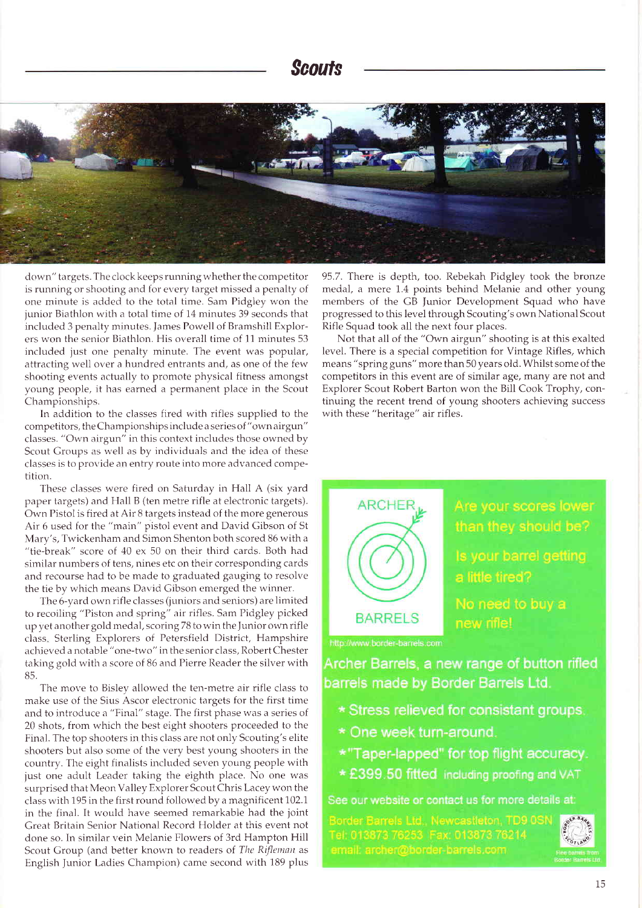down" targets. The clock keeps running whether the competitor is running or shooting and for every target missed a penalty of one minute is added to the total time. Sam Pidgley won the junior Biathlon with a total time of 14 minutes 39 seconds that included 3 penalty minutes. James Powell of Bramshill Explorers won the senior Biathlon. His overall time of 11 minutes 53 included just one penalty minute. The event was popular, attracting well over a hundred entrants and, as one of the few shooting events actually to promote physical fitness amongst young people, it has earned a permanent place in the Scout Championships.

In addition to the classes fired with rifles supplied to the competitors, the Championships include a series of "own airgun" classes. "Own airgun" in this context includes those owned by Scout Groups as well as by individuals and the idea of these classes is to provide an entry route into more advanced competition.

These classes were fired on Saturday in Hall A (six yard paper targets) and Hall B (ten metre rifle at electronic targets). Own Pistol is fired at Air 8 targets instead of the more generous Air 6 used for the "main" pistol event and David Gibson of St Mary's, Twickenham and Simon Shenton both scored 86 with a "tie-break" score of 40 ex 50 on their third cards. Both had similar numbers of tens, nines etc on their corresponding cards and recourse had to be made to graduated gauging to resolve the tie by which means David Gibson emerged the winner.

The 6-yard own rifle classes (juniors and seniors) are limited to recoiling "Piston and spring" air rifles. Sam Pidgley picked up yet another gold medal, scoring 78 to win the Junior own rifle class. Sterling Explorers of Petersfield District, Hampshire achieved a notable "one-two" in the senior class, Robert Chester taking gold with a score of 86 and Pierre Reader the silver with 85.

The move to Bisley allowed the ten-metre air rifle class to make use of the Sius Ascor electronic targets for the first time and to introduce a "Final" stage. The first phase was a series of 20 shots, from which the best eight shooters proceeded to the Final. The top shooters in this class are not only Scouting's elite shooters but also some of the very best young shooters in the country. The eight finalists included seven young people with just one adult Leader taking the eighth place. No one was surprised that Meon Valley Explorer Scout Chris Lacey won the class with 195 in the first round followed by a magnificent 102.1 in the final. It would have seemed remarkable had the joint Great Britain Senior National Record Holder at this event not done so. In similar vein Melanie Flowers of 3rd Hampton Hill Scout Group (and better known to readers of *The Rifleman* as English Junior Ladies Champion) came second with 189 plus 95.7. There is depth, too. Rebekah Pidgley took the bronze medal, a mere 1.4 points behind Melanie and other young members of the GB Junior Development Squad who have progressed to this level through Scouting's own National Scout Rifle Squad took all the next four places.

Not that all of the "Own airgun" shooting is at this exalted level. There is a special competition for Vintage Rifles, which means "spring guns" more than 50 years old. Whilst some of the competitors in this event are of similar age, many are not and Explorer Scout Robert Barton won the Bill Cook Trophy, continuing the recent trend of young shooters achieving success with these "heritage" air rifles.

ARCHER BARRELS

Are your scores lower than they should be?

Is your barrel getting a little tired?

No need to buy a new rifle!

http://www.border-barrels.com

**Archer Barrels, a new range of button rifled barrels made by Border Barrels Ltd.**

- Stress relieved for consistant groups.
- One week turn-around.
- "Taper-lapped" for top flight accuracy.
- £399.50 fitted including proofing and VAT

See our website or contact us for more details at:

Border Barrels Ltd., Newcastleton, TD9 0SN
Tel: 013873 76253 Fax: 013873 76214
email: archer@border-barrels.com

Fine barrels from Border Barrels Ltd.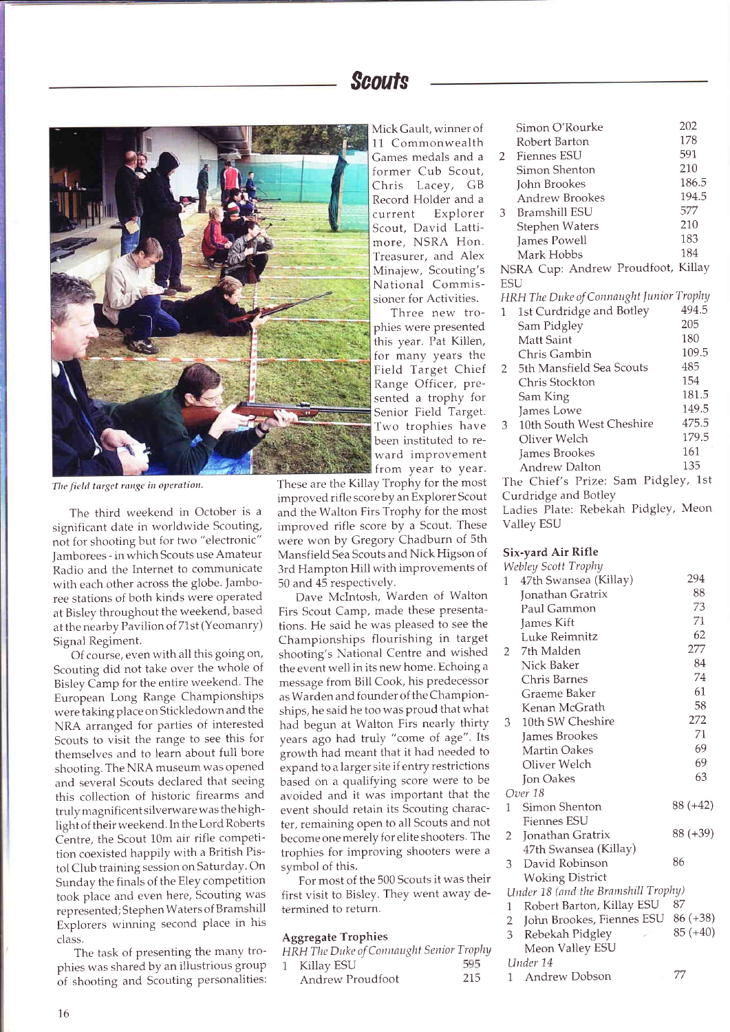## Scouts

*The field target range in operation.*

The third weekend in October is a significant date in worldwide Scouting, not for shooting but for two "electronic" Jamborees - in which Scouts use Amateur Radio and the Internet to communicate with each other across the globe. Jamboree stations of both kinds were operated at Bisley throughout the weekend, based at the nearby Pavilion of 71st (Yeomanry) Signal Regiment.

Of course, even with all this going on, Scouting did not take over the whole of Bisley Camp for the entire weekend. The European Long Range Championships were taking place on Stickledown and the NRA arranged for parties of interested Scouts to visit the range to see this for themselves and to learn about full bore shooting. The NRA museum was opened and several Scouts declared that seeing this collection of historic firearms and truly magnificent silverware was the highlight of their weekend. In the Lord Roberts Centre, the Scout 10m air rifle competition coexisted happily with a British Pistol Club training session on Saturday. On Sunday the finals of the Eley competition took place and even here, Scouting was represented; Stephen Waters of Bramshill Explorers winning second place in his class.

The task of presenting the many trophies was shared by an illustrious group of shooting and Scouting personalities: Mick Gault, winner of 11 Commonwealth Games medals and a former Cub Scout, Chris Lacey, GB Record Holder and a current Explorer Scout, David Lattimore, NSRA Hon. Treasurer, and Alex Minajew, Scouting's National Commissioner for Activities.

Three new trophies were presented this year. Pat Killen, for many years the Field Target Chief Range Officer, presented a trophy for Senior Field Target. Two trophies have been instituted to reward improvement from year to year. These are the Killay Trophy for the most improved rifle score by an Explorer Scout and the Walton Firs Trophy for the most improved rifle score by a Scout. These were won by Gregory Chadburn of 5th Mansfield Sea Scouts and Nick Higson of 3rd Hampton Hill with improvements of 50 and 45 respectively.

Dave McIntosh, Warden of Walton Firs Scout Camp, made these presentations. He said he was pleased to see the Championships flourishing in target shooting's National Centre and wished the event well in its new home. Echoing a message from Bill Cook, his predecessor as Warden and founder of the Championships, he said he too was proud that what had begun at Walton Firs nearly thirty years ago had truly "come of age". Its growth had meant that it had needed to expand to a larger site if entry restrictions based on a qualifying score were to be avoided and it was important that the event should retain its Scouting character, remaining open to all Scouts and not become one merely for elite shooters. The trophies for improving shooters were a symbol of this.

For most of the 500 Scouts it was their first visit to Bisley. They went away determined to return.

### Aggregate Trophies

*HRH The Duke of Connaught Senior Trophy*

| | | |
|---|---|---|
| 1 | Killay ESU | 595 |
| | Andrew Proudfoot | 215 |
| | Simon O'Rourke | 202 |
| | Robert Barton | 178 |
| 2 | Fiennes ESU | 591 |
| | Simon Shenton | 210 |
| | John Brookes | 186.5 |
| | Andrew Brookes | 194.5 |
| 3 | Bramshill ESU | 577 |
| | Stephen Waters | 210 |
| | James Powell | 183 |
| | Mark Hobbs | 184 |

NSRA Cup: Andrew Proudfoot, Killay ESU

*HRH The Duke of Connaught Junior Trophy*

| | | |
|---|---|---|
| 1 | 1st Curdridge and Botley | 494.5 |
| | Sam Pidgley | 205 |
| | Matt Saint | 180 |
| | Chris Gambin | 109.5 |
| 2 | 5th Mansfield Sea Scouts | 485 |
| | Chris Stockton | 154 |
| | Sam King | 181.5 |
| | James Lowe | 149.5 |
| 3 | 10th South West Cheshire | 475.5 |
| | Oliver Welch | 179.5 |
| | James Brookes | 161 |
| | Andrew Dalton | 135 |

The Chief's Prize: Sam Pidgley, 1st Curdridge and Botley

Ladies Plate: Rebekah Pidgley, Meon Valley ESU

### Six-yard Air Rifle

*Webley Scott Trophy*

| | | |
|---|---|---|
| 1 | 47th Swansea (Killay) | 294 |
| | Jonathan Gratrix | 88 |
| | Paul Gammon | 73 |
| | James Kift | 71 |
| | Luke Reimnitz | 62 |
| 2 | 7th Malden | 277 |
| | Nick Baker | 84 |
| | Chris Barnes | 74 |
| | Graeme Baker | 61 |
| | Kenan McGrath | 58 |
| 3 | 10th SW Cheshire | 272 |
| | James Brookes | 71 |
| | Martin Oakes | 69 |
| | Oliver Welch | 69 |
| | Jon Oakes | 63 |

*Over 18*

| | | |
|---|---|---|
| 1 | Simon Shenton, Fiennes ESU | 88 (+42) |
| 2 | Jonathan Gratrix, 47th Swansea (Killay) | 88 (+39) |
| 3 | David Robinson, Woking District | 86 |

*Under 18 (and the Bramshill Trophy)*

| | | |
|---|---|---|
| 1 | Robert Barton, Killay ESU | 87 |
| 2 | John Brookes, Fiennes ESU | 86 (+38) |
| 3 | Rebekah Pidgley, Meon Valley ESU | 85 (+40) |

*Under 14*

| | | |
|---|---|---|
| 1 | Andrew Dobson | 77 |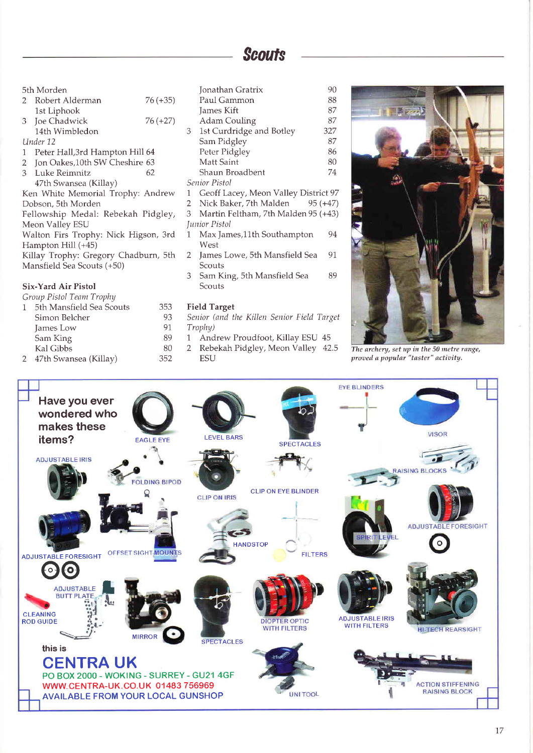## Scouts

5th Morden

2 Robert Alderman 76 (+35)
1st Liphook

3 Joe Chadwick 76 (+27)
14th Wimbledon

*Under 12*

1 Peter Hall, 3rd Hampton Hill 64

2 Jon Oakes, 10th SW Cheshire 63

3 Luke Reimnitz 62
47th Swansea (Killay)

Ken White Memorial Trophy: Andrew Dobson, 5th Morden

Fellowship Medal: Rebekah Pidgley, Meon Valley ESU

Walton Firs Trophy: Nick Higson, 3rd Hampton Hill (+45)

Killay Trophy: Gregory Chadburn, 5th Mansfield Sea Scouts (+50)

### Six-Yard Air Pistol

*Group Pistol Team Trophy*

| | | |
|---|---|---|
| 1 | 5th Mansfield Sea Scouts | 353 |
| | Simon Belcher | 93 |
| | James Low | 91 |
| | Sam King | 89 |
| | Kal Gibbs | 80 |
| 2 | 47th Swansea (Killay) | 352 |
| | Jonathan Gratrix | 90 |
| | Paul Gammon | 88 |
| | James Kift | 87 |
| | Adam Couling | 87 |
| 3 | 1st Curdridge and Botley | 327 |
| | Sam Pidgley | 87 |
| | Peter Pidgley | 86 |
| | Matt Saint | 80 |
| | Shaun Broadbent | 74 |

*Senior Pistol*

1 Geoff Lacey, Meon Valley District 97

2 Nick Baker, 7th Malden 95 (+47)

3 Martin Feltham, 7th Malden 95 (+43)

*Junior Pistol*

1 Max James, 11th Southampton West 94

2 James Lowe, 5th Mansfield Sea Scouts 91

3 Sam King, 5th Mansfield Sea Scouts 89

### Field Target

*Senior (and the Killen Senior Field Target Trophy)*

1 Andrew Proudfoot, Killay ESU 45

2 Rebekah Pidgley, Meon Valley ESU 42.5

*The archery, set up in the 50 metre range, proved a popular "taster" activity.*

Have you ever wondered who makes these items?

EAGLE EYE · LEVEL BARS · SPECTACLES · EYE BLINDERS · VISOR · ADJUSTABLE IRIS · FOLDING BIPOD · CLIP ON IRIS · CLIP ON EYE BLINDER · RAISING BLOCKS · ADJUSTABLE FORESIGHT · OFFSET SIGHT MOUNTS · HANDSTOP · FILTERS · SPIRIT LEVEL · ADJUSTABLE FORESIGHT · ADJUSTABLE BUTT PLATE · CLEANING ROD GUIDE · MIRROR · SPECTACLES · DIOPTER OPTIC WITH FILTERS · ADJUSTABLE IRIS WITH FILTERS · HI-TECH REARSIGHT · UNI TOOL · ACTION STIFFENING RAISING BLOCK

this is

**CENTRA UK**

PO BOX 2000 - WOKING - SURREY - GU21 4GF
WWW.CENTRA-UK.CO.UK 01483 756969
AVAILABLE FROM YOUR LOCAL GUNSHOP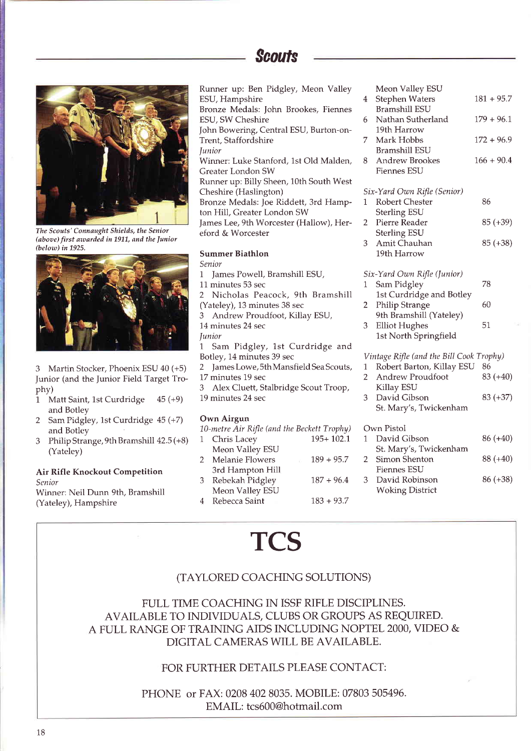## Scouts

The Scouts' Connaught Shields, the Senior (above) first awarded in 1911, and the Junior (below) in 1925.

3 Martin Stocker, Phoenix ESU 40 (+5)

Junior (and the Junior Field Target Trophy)

1 Matt Saint, 1st Curdridge and Botley 45 (+9)
2 Sam Pidgley, 1st Curdridge and Botley 45 (+7)
3 Philip Strange, 9th Bramshill (Yateley) 42.5 (+8)

**Air Rifle Knockout Competition**

*Senior*

Winner: Neil Dunn 9th, Bramshill (Yateley), Hampshire

Runner up: Ben Pidgley, Meon Valley ESU, Hampshire

Bronze Medals: John Brookes, Fiennes ESU, SW Cheshire

John Bowering, Central ESU, Burton-on-Trent, Staffordshire

*Junior*

Winner: Luke Stanford, 1st Old Malden, Greater London SW

Runner up: Billy Sheen, 10th South West Cheshire (Haslington)

Bronze Medals: Joe Riddett, 3rd Hampton Hill, Greater London SW

James Lee, 9th Worcester (Hallow), Hereford & Worcester

**Summer Biathlon**

*Senior*

1 James Powell, Bramshill ESU, 11 minutes 53 sec
2 Nicholas Peacock, 9th Bramshill (Yateley), 13 minutes 38 sec
3 Andrew Proudfoot, Killay ESU, 14 minutes 24 sec

*Junior*

1 Sam Pidgley, 1st Curdridge and Botley, 14 minutes 39 sec
2 James Lowe, 5th Mansfield Sea Scouts, 17 minutes 19 sec
3 Alex Cluett, Stalbridge Scout Troop, 19 minutes 24 sec

**Own Airgun**

*10-metre Air Rifle (and the Beckett Trophy)*

| | | |
|---|---|---|
| 1 | Chris Lacey, Meon Valley ESU | 195+ 102.1 |
| 2 | Melanie Flowers, 3rd Hampton Hill | 189 + 95.7 |
| 3 | Rebekah Pidgley, Meon Valley ESU | 187 + 96.4 |
| 4 | Rebecca Saint, Meon Valley ESU | 183 + 93.7 |
| 4 | Stephen Waters, Bramshill ESU | 181 + 95.7 |
| 6 | Nathan Sutherland, 19th Harrow | 179 + 96.1 |
| 7 | Mark Hobbs, Bramshill ESU | 172 + 96.9 |
| 8 | Andrew Brookes, Fiennes ESU | 166 + 90.4 |

*Six-Yard Own Rifle (Senior)*

| | | |
|---|---|---|
| 1 | Robert Chester, Sterling ESU | 86 |
| 2 | Pierre Reader, Sterling ESU | 85 (+39) |
| 3 | Amit Chauhan, 19th Harrow | 85 (+38) |

*Six-Yard Own Rifle (Junior)*

| | | |
|---|---|---|
| 1 | Sam Pidgley, 1st Curdridge and Botley | 78 |
| 2 | Philip Strange, 9th Bramshill (Yateley) | 60 |
| 3 | Elliot Hughes, 1st North Springfield | 51 |

*Vintage Rifle (and the Bill Cook Trophy)*

| | | |
|---|---|---|
| 1 | Robert Barton, Killay ESU | 86 |
| 2 | Andrew Proudfoot, Killay ESU | 83 (+40) |
| 3 | David Gibson, St. Mary's, Twickenham | 83 (+37) |

Own Pistol

| | | |
|---|---|---|
| 1 | David Gibson, St. Mary's, Twickenham | 86 (+40) |
| 2 | Simon Shenton, Fiennes ESU | 88 (+40) |
| 3 | David Robinson, Woking District | 86 (+38) |

---

# TCS

(TAYLORED COACHING SOLUTIONS)

FULL TIME COACHING IN ISSF RIFLE DISCIPLINES.
AVAILABLE TO INDIVIDUALS, CLUBS OR GROUPS AS REQUIRED.
A FULL RANGE OF TRAINING AIDS INCLUDING NOPTEL 2000, VIDEO & DIGITAL CAMERAS WILL BE AVAILABLE.

FOR FURTHER DETAILS PLEASE CONTACT:

PHONE or FAX: 0208 402 8035. MOBILE: 07803 505496.
EMAIL: tcs600@hotmail.com